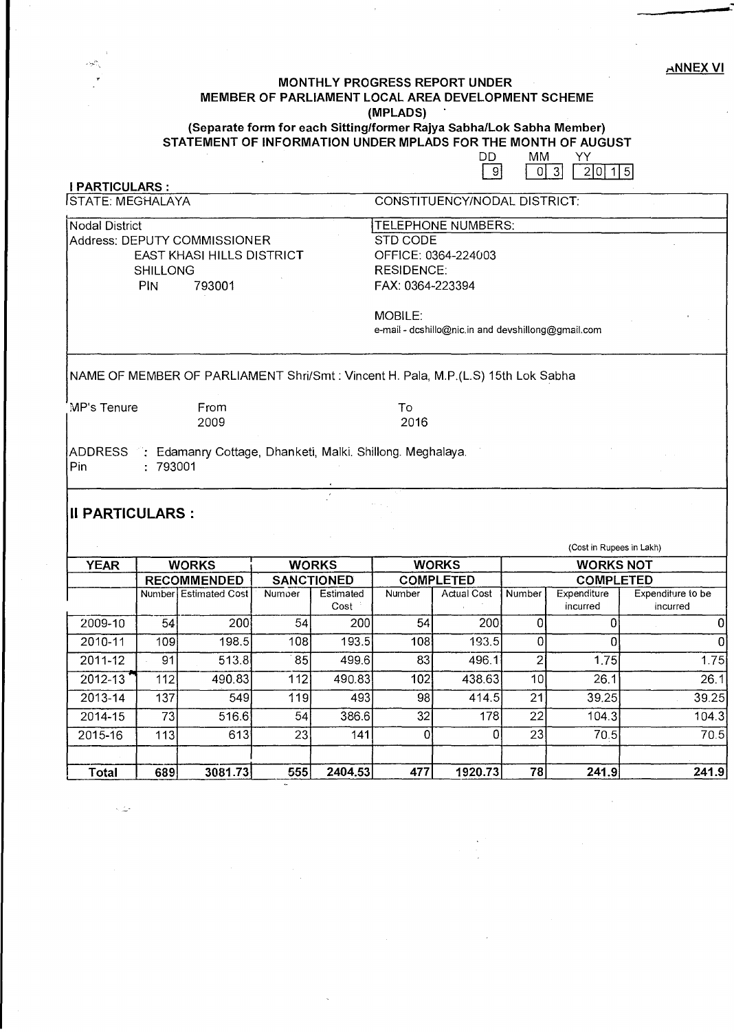ANNEX VI

## MONTHLY PROGRESS REPORT UNDER
## MEMBER OF PARLIAMENT LOCAL AREA DEVELOPMENT SCHEME
## (MPLADS)

**(Separate form for each Sitting/former Rajya Sabha/Lok Sabha Member)**

**STATEMENT OF INFORMATION UNDER MPLADS FOR THE MONTH OF AUGUST**

| DD | MM | YY |
|---|---|---|
| 9 | 03 | 2015 |

### I PARTICULARS :

STATE: MEGHALAYA

CONSTITUENCY/NODAL DISTRICT:

Nodal District
Address: DEPUTY COMMISSIONER
EAST KHASI HILLS DISTRICT
SHILLONG
PIN 793001

TELEPHONE NUMBERS:
STD CODE
OFFICE: 0364-224003
RESIDENCE:
FAX: 0364-223394

MOBILE:
e-mail - dcshillo@nic.in and devshillong@gmail.com

NAME OF MEMBER OF PARLIAMENT Shri/Smt : Vincent H. Pala, M.P.(L.S) 15th Lok Sabha

MP's Tenure From 2009 To 2016

ADDRESS : Edamanry Cottage, Dhanketi, Malki. Shillong. Meghalaya.
Pin : 793001

### II PARTICULARS :

(Cost in Rupees in Lakh)

| YEAR | WORKS RECOMMENDED | | WORKS SANCTIONED | | WORKS COMPLETED | | WORKS NOT COMPLETED | | |
|---|---|---|---|---|---|---|---|---|---|
| | Number | Estimated Cost | Number | Estimated Cost | Number | Actual Cost | Number | Expenditure incurred | Expenditure to be incurred |
| 2009-10 | 54 | 200 | 54 | 200 | 54 | 200 | 0 | 0 | 0 |
| 2010-11 | 109 | 198.5 | 108 | 193.5 | 108 | 193.5 | 0 | 0 | 0 |
| 2011-12 | 91 | 513.8 | 85 | 499.6 | 83 | 496.1 | 2 | 1.75 | 1.75 |
| 2012-13 | 112 | 490.83 | 112 | 490.83 | 102 | 438.63 | 10 | 26.1 | 26.1 |
| 2013-14 | 137 | 549 | 119 | 493 | 98 | 414.5 | 21 | 39.25 | 39.25 |
| 2014-15 | 73 | 516.6 | 54 | 386.6 | 32 | 178 | 22 | 104.3 | 104.3 |
| 2015-16 | 113 | 613 | 23 | 141 | 0 | 0 | 23 | 70.5 | 70.5 |
| | | | | | | | | | |
| **Total** | **689** | **3081.73** | **555** | **2404.53** | **477** | **1920.73** | **78** | **241.9** | **241.9** |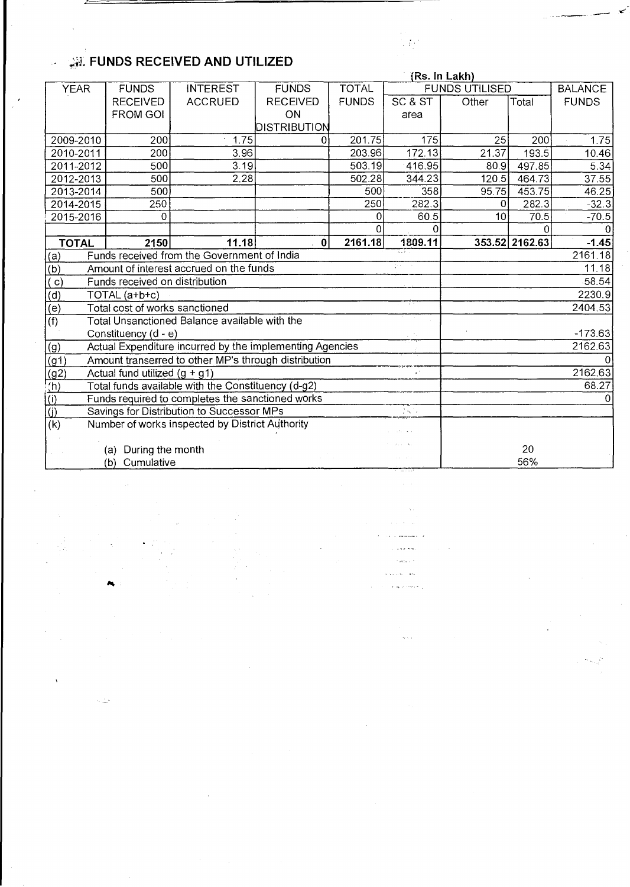## FUNDS RECEIVED AND UTILIZED

(Rs. In Lakh)

| YEAR | FUNDS RECEIVED FROM GOI | INTEREST ACCRUED | FUNDS RECEIVED ON DISTRIBUTION | TOTAL FUNDS | FUNDS UTILISED | | | BALANCE FUNDS |
|---|---|---|---|---|---|---|---|---|
| | | | | | SC & ST area | Other | Total | |
| 2009-2010 | 200 | 1.75 | 0 | 201.75 | 175 | 25 | 200 | 1.75 |
| 2010-2011 | 200 | 3.96 | | 203.96 | 172.13 | 21.37 | 193.5 | 10.46 |
| 2011-2012 | 500 | 3.19 | | 503.19 | 416.95 | 80.9 | 497.85 | 5.34 |
| 2012-2013 | 500 | 2.28 | | 502.28 | 344.23 | 120.5 | 464.73 | 37.55 |
| 2013-2014 | 500 | | | 500 | 358 | 95.75 | 453.75 | 46.25 |
| 2014-2015 | 250 | | | 250 | 282.3 | 0 | 282.3 | -32.3 |
| 2015-2016 | 0 | | | 0 | 60.5 | 10 | 70.5 | -70.5 |
| | | | | 0 | 0 | | 0 | 0 |
| **TOTAL** | **2150** | **11.18** | **0** | **2161.18** | **1809.11** | **353.52** | **2162.63** | **-1.45** |

| | | |
|---|---|---|
| (a) | Funds received from the Government of India | 2161.18 |
| (b) | Amount of interest accrued on the funds | 11.18 |
| ( c) | Funds received on distribution | 58.54 |
| (d) | TOTAL (a+b+c) | 2230.9 |
| (e) | Total cost of works sanctioned | 2404.53 |
| (f) | Total Unsanctioned Balance available with the Constituency (d - e) | -173.63 |
| (g) | Actual Expenditure incurred by the implementing Agencies | 2162.63 |
| (g1) | Amount transerred to other MP's through distribution | 0 |
| (g2) | Actual fund utilized (g + g1) | 2162.63 |
| (h) | Total funds available with the Constituency (d-g2) | 68.27 |
| (i) | Funds required to completes the sanctioned works | 0 |
| (j) | Savings for Distribution to Successor MPs | |
| (k) | Number of works inspected by District Authority | |
| | (a) During the month | 20 |
| | (b) Cumulative | 56% |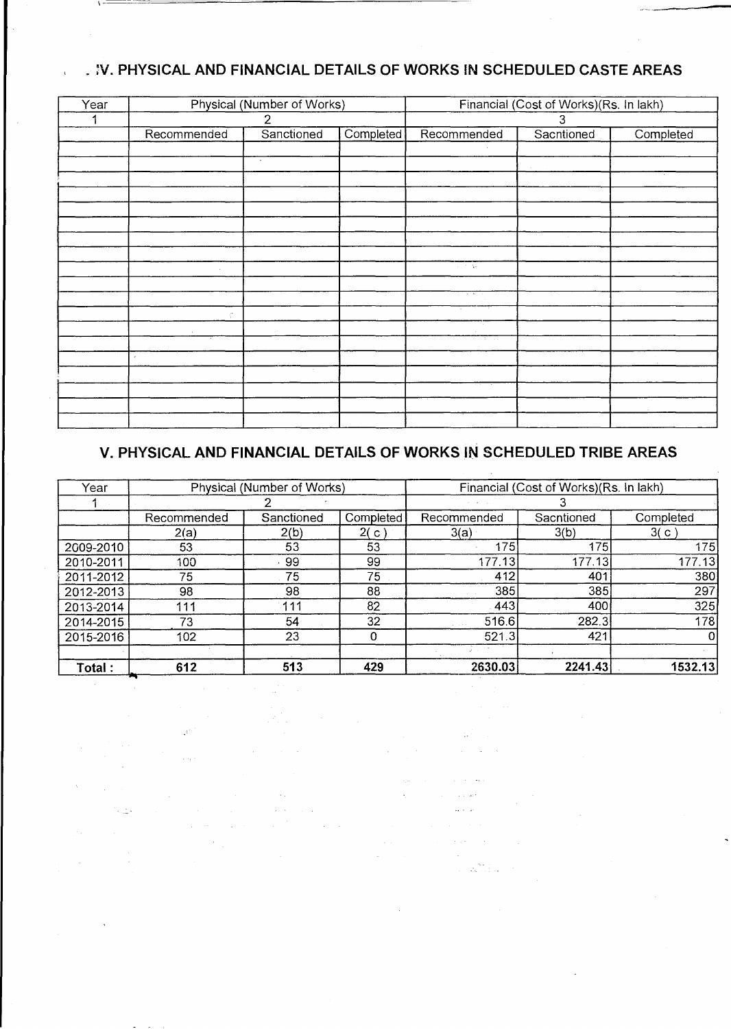## IV. PHYSICAL AND FINANCIAL DETAILS OF WORKS IN SCHEDULED CASTE AREAS

| Year | Physical (Number of Works) | | | Financial (Cost of Works)(Rs. In lakh) | | |
|---|---|---|---|---|---|---|
| 1 | 2 | | | 3 | | |
| | Recommended | Sanctioned | Completed | Recommended | Sacntioned | Completed |
| | | | | | | |
| | | | | | | |
| | | | | | | |
| | | | | | | |
| | | | | | | |
| | | | | | | |
| | | | | | | |
| | | | | | | |
| | | | | | | |
| | | | | | | |
| | | | | | | |
| | | | | | | |
| | | | | | | |
| | | | | | | |
| | | | | | | |
| | | | | | | |
| | | | | | | |
| | | | | | | |

## V. PHYSICAL AND FINANCIAL DETAILS OF WORKS IN SCHEDULED TRIBE AREAS

| Year | Physical (Number of Works) | | | Financial (Cost of Works)(Rs. In lakh) | | |
|---|---|---|---|---|---|---|
| 1 | 2 | | | 3 | | |
| | Recommended | Sanctioned | Completed | Recommended | Sacntioned | Completed |
| | 2(a) | 2(b) | 2( c ) | 3(a) | 3(b) | 3( c ) |
| 2009-2010 | 53 | 53 | 53 | 175 | 175 | 175 |
| 2010-2011 | 100 | 99 | 99 | 177.13 | 177.13 | 177.13 |
| 2011-2012 | 75 | 75 | 75 | 412 | 401 | 380 |
| 2012-2013 | 98 | 98 | 88 | 385 | 385 | 297 |
| 2013-2014 | 111 | 111 | 82 | 443 | 400 | 325 |
| 2014-2015 | 73 | 54 | 32 | 516.6 | 282.3 | 178 |
| 2015-2016 | 102 | 23 | 0 | 521.3 | 421 | 0 |
| | | | | | | |
| **Total :** | **612** | **513** | **429** | **2630.03** | **2241.43** | **1532.13** |